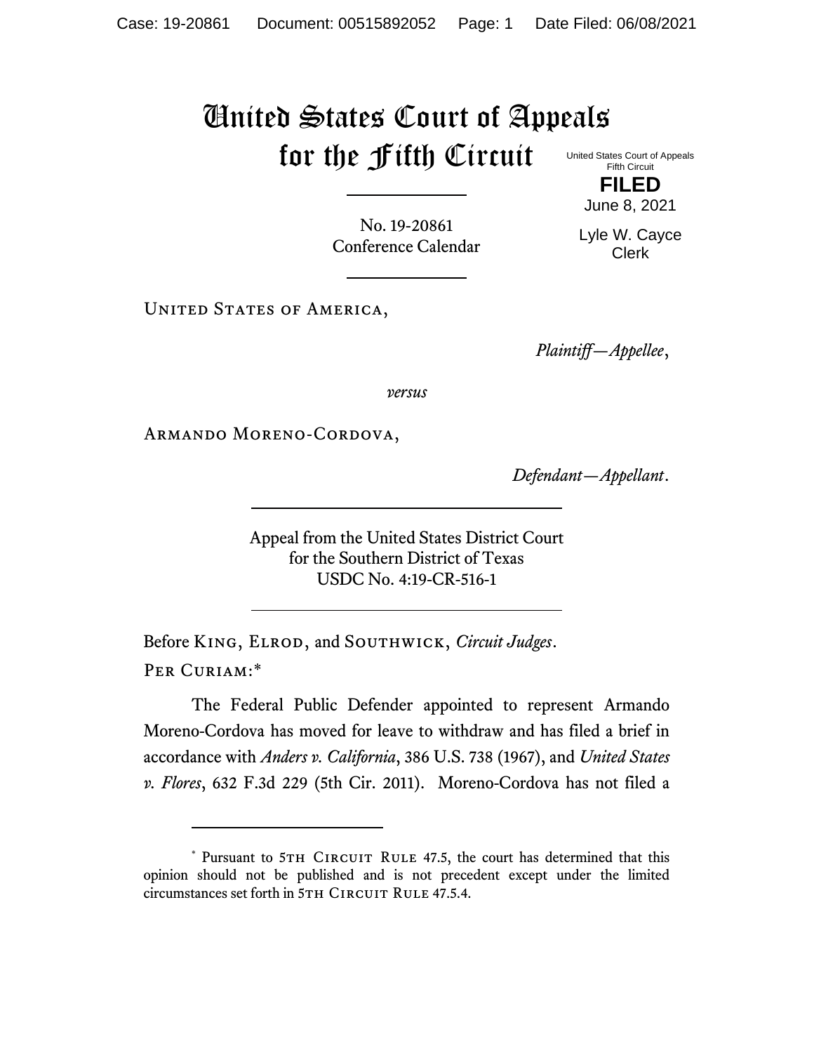# United States Court of Appeals for the Fifth Circuit

United States Court of Appeals
Fifth Circuit

**FILED**

June 8, 2021

Lyle W. Cayce
Clerk

No. 19-20861
Conference Calendar

United States of America,

*Plaintiff—Appellee*,

*versus*

Armando Moreno-Cordova,

*Defendant—Appellant*.

Appeal from the United States District Court
for the Southern District of Texas
USDC No. 4:19-CR-516-1

Before King, Elrod, and Southwick, *Circuit Judges*.

Per Curiam:*

The Federal Public Defender appointed to represent Armando Moreno-Cordova has moved for leave to withdraw and has filed a brief in accordance with *Anders v. California*, 386 U.S. 738 (1967), and *United States v. Flores*, 632 F.3d 229 (5th Cir. 2011). Moreno-Cordova has not filed a

---

\* Pursuant to 5th Circuit Rule 47.5, the court has determined that this opinion should not be published and is not precedent except under the limited circumstances set forth in 5th Circuit Rule 47.5.4.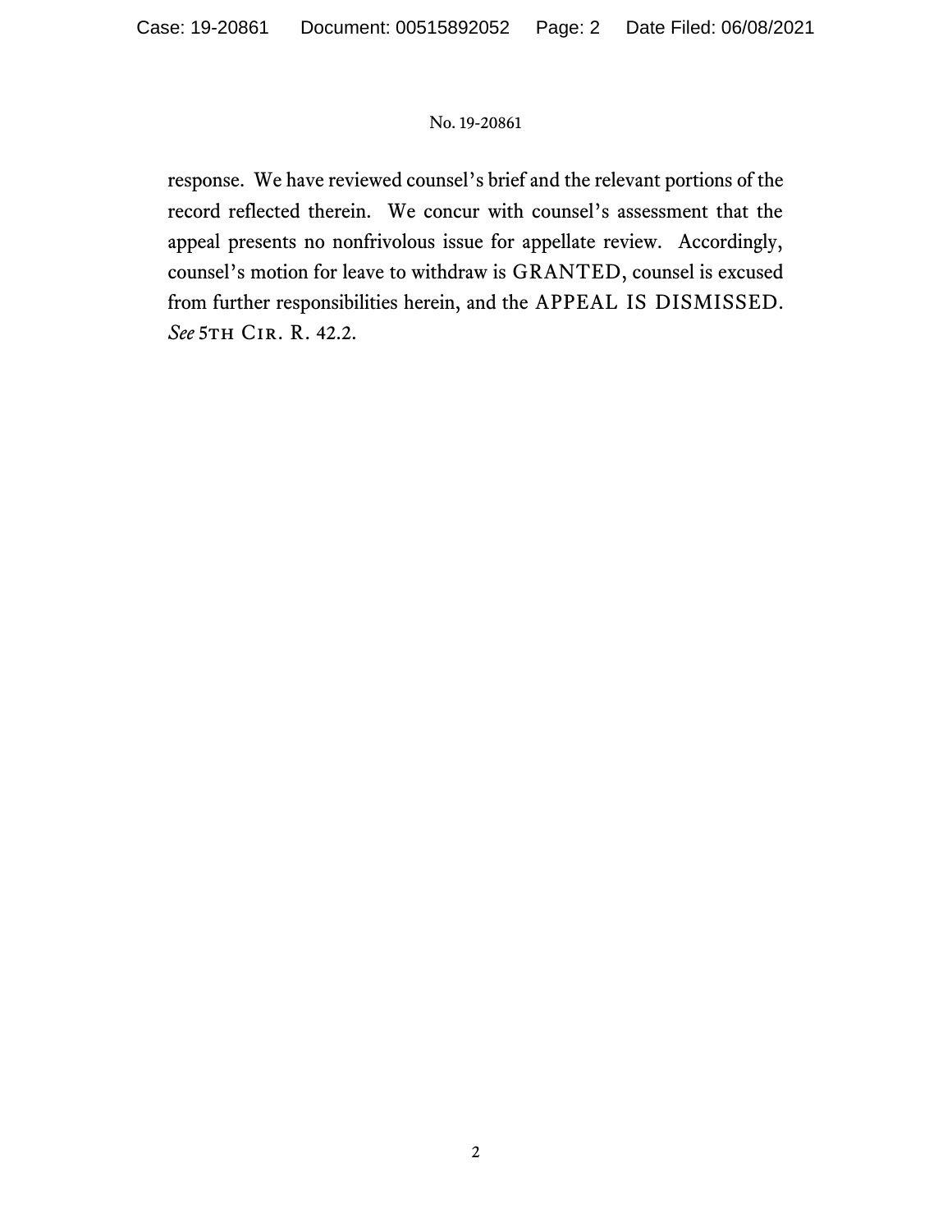response. We have reviewed counsel's brief and the relevant portions of the record reflected therein. We concur with counsel's assessment that the appeal presents no nonfrivolous issue for appellate review. Accordingly, counsel's motion for leave to withdraw is GRANTED, counsel is excused from further responsibilities herein, and the APPEAL IS DISMISSED. *See* 5TH CIR. R. 42.2.